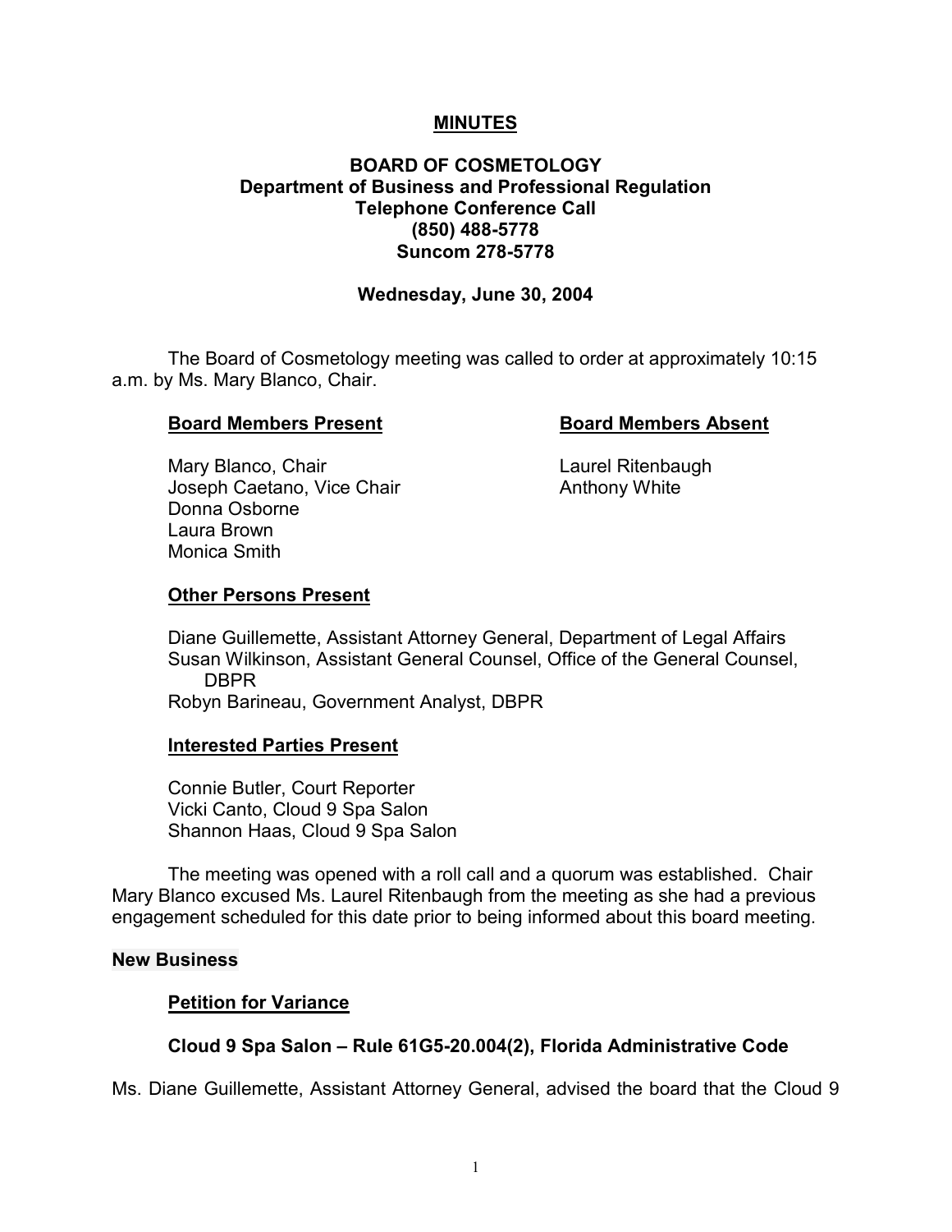# MINUTES

## BOARD OF COSMETOLOGY
## Department of Business and Professional Regulation
## Telephone Conference Call
## (850) 488-5778
## Suncom 278-5778

**Wednesday, June 30, 2004**

The Board of Cosmetology meeting was called to order at approximately 10:15 a.m. by Ms. Mary Blanco, Chair.

**Board Members Present**

Mary Blanco, Chair
Joseph Caetano, Vice Chair
Donna Osborne
Laura Brown
Monica Smith

**Board Members Absent**

Laurel Ritenbaugh
Anthony White

**Other Persons Present**

Diane Guillemette, Assistant Attorney General, Department of Legal Affairs
Susan Wilkinson, Assistant General Counsel, Office of the General Counsel, DBPR
Robyn Barineau, Government Analyst, DBPR

**Interested Parties Present**

Connie Butler, Court Reporter
Vicki Canto, Cloud 9 Spa Salon
Shannon Haas, Cloud 9 Spa Salon

The meeting was opened with a roll call and a quorum was established. Chair Mary Blanco excused Ms. Laurel Ritenbaugh from the meeting as she had a previous engagement scheduled for this date prior to being informed about this board meeting.

**New Business**

**Petition for Variance**

**Cloud 9 Spa Salon – Rule 61G5-20.004(2), Florida Administrative Code**

Ms. Diane Guillemette, Assistant Attorney General, advised the board that the Cloud 9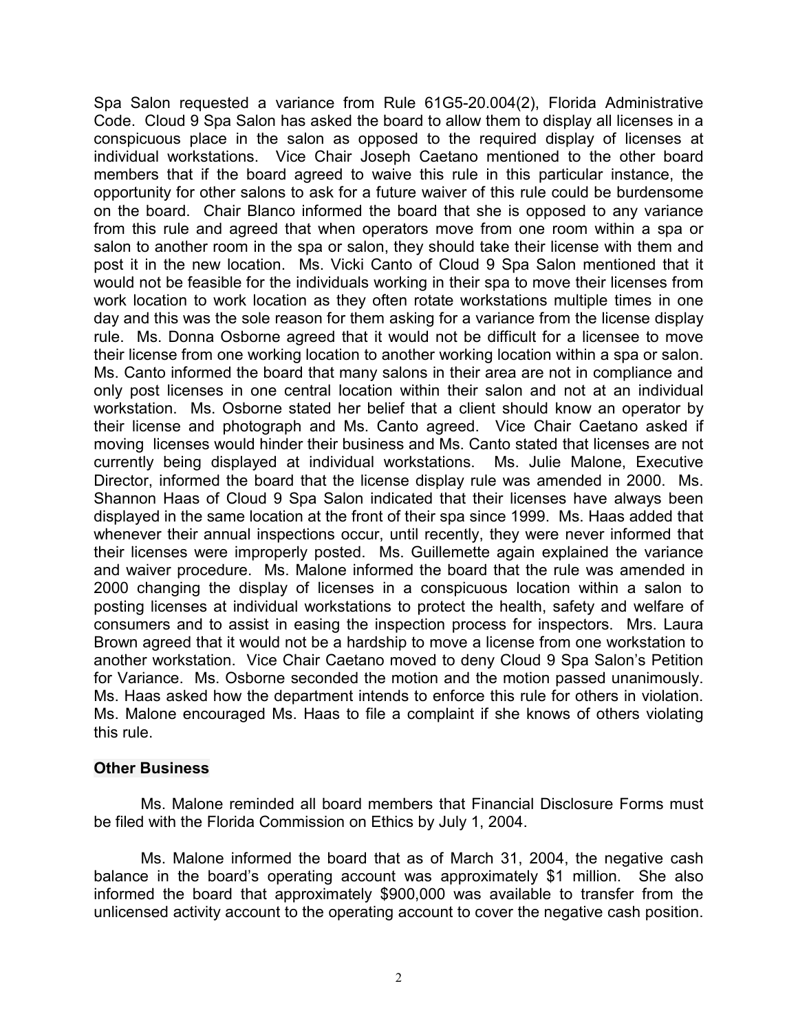Spa Salon requested a variance from Rule 61G5-20.004(2), Florida Administrative Code. Cloud 9 Spa Salon has asked the board to allow them to display all licenses in a conspicuous place in the salon as opposed to the required display of licenses at individual workstations. Vice Chair Joseph Caetano mentioned to the other board members that if the board agreed to waive this rule in this particular instance, the opportunity for other salons to ask for a future waiver of this rule could be burdensome on the board. Chair Blanco informed the board that she is opposed to any variance from this rule and agreed that when operators move from one room within a spa or salon to another room in the spa or salon, they should take their license with them and post it in the new location. Ms. Vicki Canto of Cloud 9 Spa Salon mentioned that it would not be feasible for the individuals working in their spa to move their licenses from work location to work location as they often rotate workstations multiple times in one day and this was the sole reason for them asking for a variance from the license display rule. Ms. Donna Osborne agreed that it would not be difficult for a licensee to move their license from one working location to another working location within a spa or salon. Ms. Canto informed the board that many salons in their area are not in compliance and only post licenses in one central location within their salon and not at an individual workstation. Ms. Osborne stated her belief that a client should know an operator by their license and photograph and Ms. Canto agreed. Vice Chair Caetano asked if moving licenses would hinder their business and Ms. Canto stated that licenses are not currently being displayed at individual workstations. Ms. Julie Malone, Executive Director, informed the board that the license display rule was amended in 2000. Ms. Shannon Haas of Cloud 9 Spa Salon indicated that their licenses have always been displayed in the same location at the front of their spa since 1999. Ms. Haas added that whenever their annual inspections occur, until recently, they were never informed that their licenses were improperly posted. Ms. Guillemette again explained the variance and waiver procedure. Ms. Malone informed the board that the rule was amended in 2000 changing the display of licenses in a conspicuous location within a salon to posting licenses at individual workstations to protect the health, safety and welfare of consumers and to assist in easing the inspection process for inspectors. Mrs. Laura Brown agreed that it would not be a hardship to move a license from one workstation to another workstation. Vice Chair Caetano moved to deny Cloud 9 Spa Salon's Petition for Variance. Ms. Osborne seconded the motion and the motion passed unanimously. Ms. Haas asked how the department intends to enforce this rule for others in violation. Ms. Malone encouraged Ms. Haas to file a complaint if she knows of others violating this rule.

## Other Business

Ms. Malone reminded all board members that Financial Disclosure Forms must be filed with the Florida Commission on Ethics by July 1, 2004.

Ms. Malone informed the board that as of March 31, 2004, the negative cash balance in the board's operating account was approximately $1 million. She also informed the board that approximately $900,000 was available to transfer from the unlicensed activity account to the operating account to cover the negative cash position.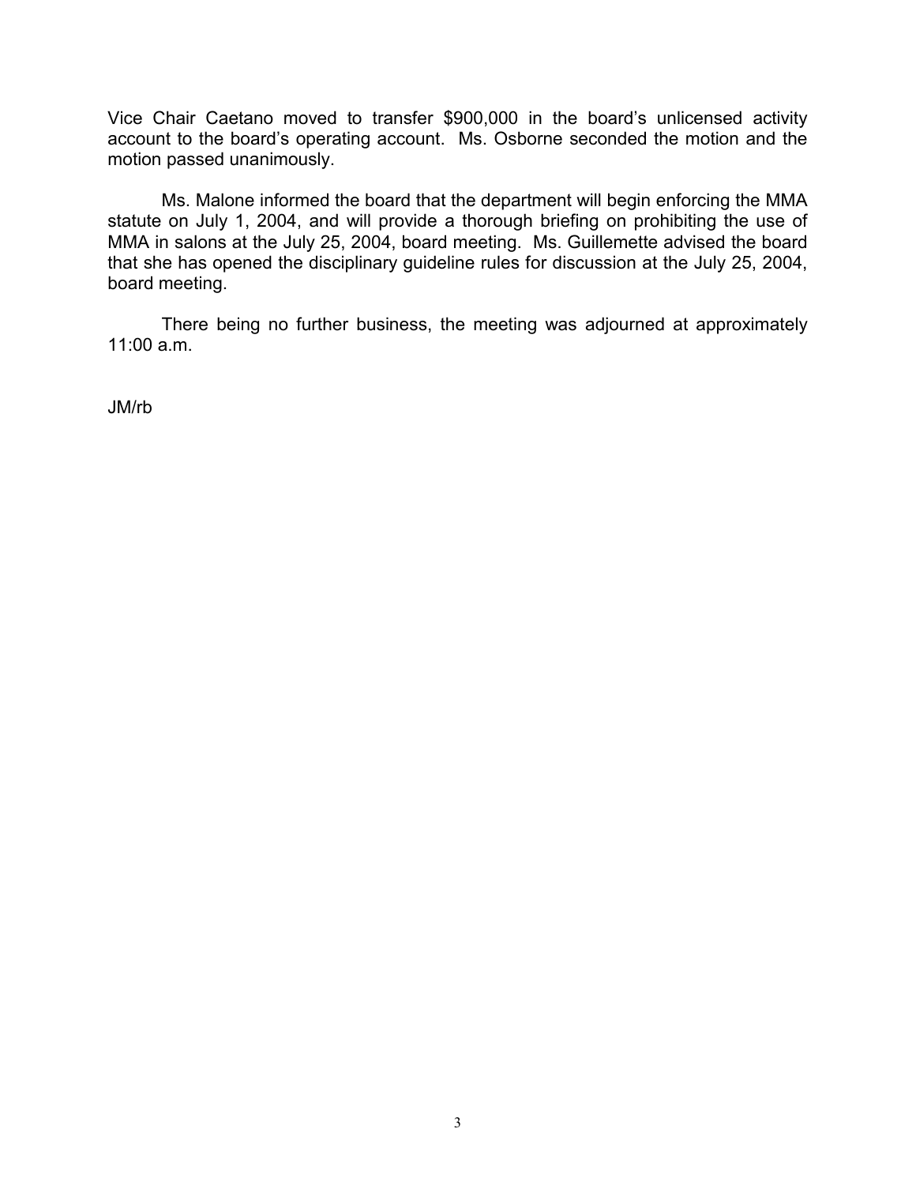Vice Chair Caetano moved to transfer $900,000 in the board's unlicensed activity account to the board's operating account. Ms. Osborne seconded the motion and the motion passed unanimously.

Ms. Malone informed the board that the department will begin enforcing the MMA statute on July 1, 2004, and will provide a thorough briefing on prohibiting the use of MMA in salons at the July 25, 2004, board meeting. Ms. Guillemette advised the board that she has opened the disciplinary guideline rules for discussion at the July 25, 2004, board meeting.

There being no further business, the meeting was adjourned at approximately 11:00 a.m.

JM/rb